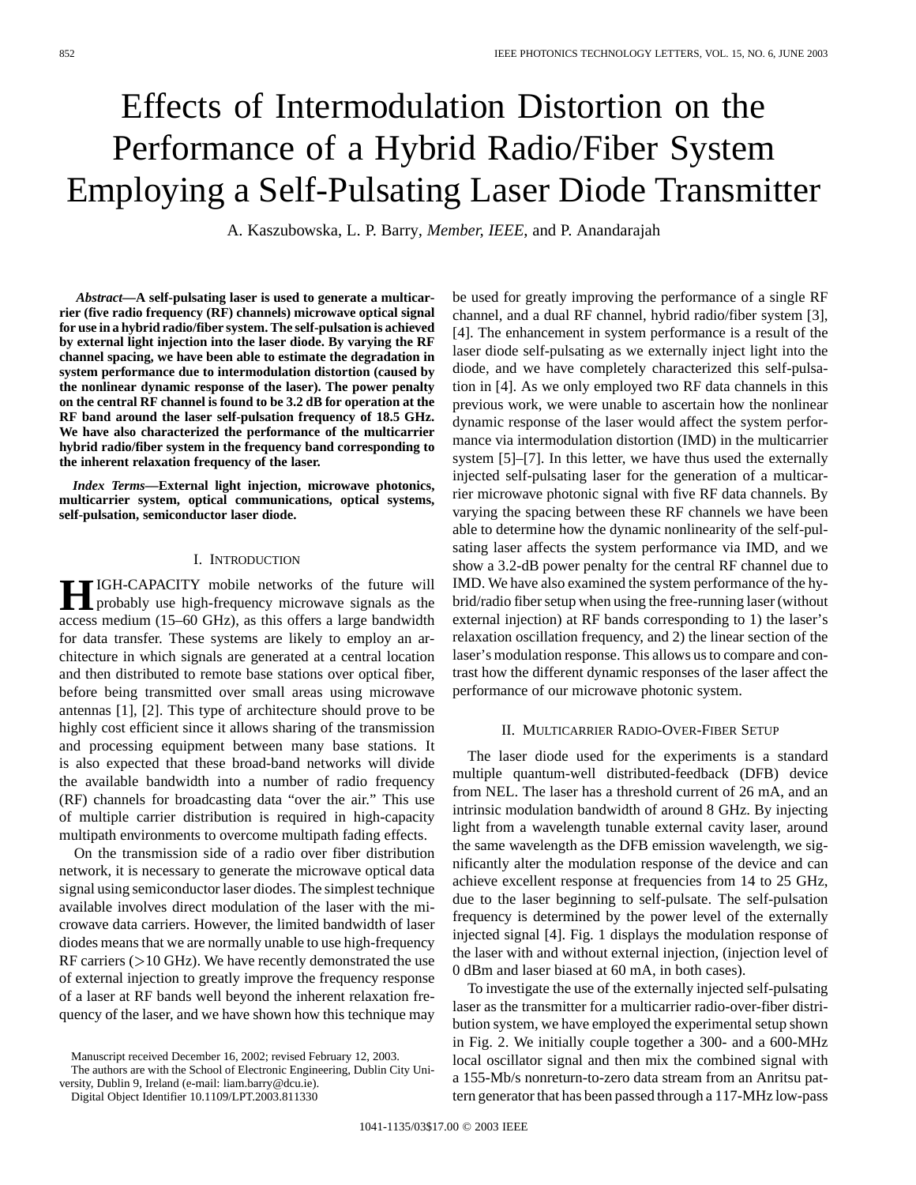# Effects of Intermodulation Distortion on the Performance of a Hybrid Radio/Fiber System Employing a Self-Pulsating Laser Diode Transmitter

A. Kaszubowska, L. P. Barry, *Member, IEEE*, and P. Anandarajah

***Abstract*—A self-pulsating laser is used to generate a multicarrier (five radio frequency (RF) channels) microwave optical signal for use in a hybrid radio/fiber system. The self-pulsation is achieved by external light injection into the laser diode. By varying the RF channel spacing, we have been able to estimate the degradation in system performance due to intermodulation distortion (caused by the nonlinear dynamic response of the laser). The power penalty on the central RF channel is found to be 3.2 dB for operation at the RF band around the laser self-pulsation frequency of 18.5 GHz. We have also characterized the performance of the multicarrier hybrid radio/fiber system in the frequency band corresponding to the inherent relaxation frequency of the laser.**

***Index Terms*—External light injection, microwave photonics, multicarrier system, optical communications, optical systems, self-pulsation, semiconductor laser diode.**

## I. Introduction

High-capacity mobile networks of the future will probably use high-frequency microwave signals as the access medium (15–60 GHz), as this offers a large bandwidth for data transfer. These systems are likely to employ an architecture in which signals are generated at a central location and then distributed to remote base stations over optical fiber, before being transmitted over small areas using microwave antennas [1], [2]. This type of architecture should prove to be highly cost efficient since it allows sharing of the transmission and processing equipment between many base stations. It is also expected that these broad-band networks will divide the available bandwidth into a number of radio frequency (RF) channels for broadcasting data "over the air." This use of multiple carrier distribution is required in high-capacity multipath environments to overcome multipath fading effects.

On the transmission side of a radio over fiber distribution network, it is necessary to generate the microwave optical data signal using semiconductor laser diodes. The simplest technique available involves direct modulation of the laser with the microwave data carriers. However, the limited bandwidth of laser diodes means that we are normally unable to use high-frequency RF carriers (>10 GHz). We have recently demonstrated the use of external injection to greatly improve the frequency response of a laser at RF bands well beyond the inherent relaxation frequency of the laser, and we have shown how this technique may be used for greatly improving the performance of a single RF channel, and a dual RF channel, hybrid radio/fiber system [3], [4]. The enhancement in system performance is a result of the laser diode self-pulsating as we externally inject light into the diode, and we have completely characterized this self-pulsation in [4]. As we only employed two RF data channels in this previous work, we were unable to ascertain how the nonlinear dynamic response of the laser would affect the system performance via intermodulation distortion (IMD) in the multicarrier system [5]–[7]. In this letter, we have thus used the externally injected self-pulsating laser for the generation of a multicarrier microwave photonic signal with five RF data channels. By varying the spacing between these RF channels we have been able to determine how the dynamic nonlinearity of the self-pulsating laser affects the system performance via IMD, and we show a 3.2-dB power penalty for the central RF channel due to IMD. We have also examined the system performance of the hybrid/radio fiber setup when using the free-running laser (without external injection) at RF bands corresponding to 1) the laser's relaxation oscillation frequency, and 2) the linear section of the laser's modulation response. This allows us to compare and contrast how the different dynamic responses of the laser affect the performance of our microwave photonic system.

## II. Multicarrier Radio-Over-Fiber Setup

The laser diode used for the experiments is a standard multiple quantum-well distributed-feedback (DFB) device from NEL. The laser has a threshold current of 26 mA, and an intrinsic modulation bandwidth of around 8 GHz. By injecting light from a wavelength tunable external cavity laser, around the same wavelength as the DFB emission wavelength, we significantly alter the modulation response of the device and can achieve excellent response at frequencies from 14 to 25 GHz, due to the laser beginning to self-pulsate. The self-pulsation frequency is determined by the power level of the externally injected signal [4]. Fig. 1 displays the modulation response of the laser with and without external injection, (injection level of 0 dBm and laser biased at 60 mA, in both cases).

To investigate the use of the externally injected self-pulsating laser as the transmitter for a multicarrier radio-over-fiber distribution system, we have employed the experimental setup shown in Fig. 2. We initially couple together a 300- and a 600-MHz local oscillator signal and then mix the combined signal with a 155-Mb/s nonreturn-to-zero data stream from an Anritsu pattern generator that has been passed through a 117-MHz low-pass

Manuscript received December 16, 2002; revised February 12, 2003.

The authors are with the School of Electronic Engineering, Dublin City University, Dublin 9, Ireland (e-mail: liam.barry@dcu.ie).

Digital Object Identifier 10.1109/LPT.2003.811330

1041-1135/03$17.00 © 2003 IEEE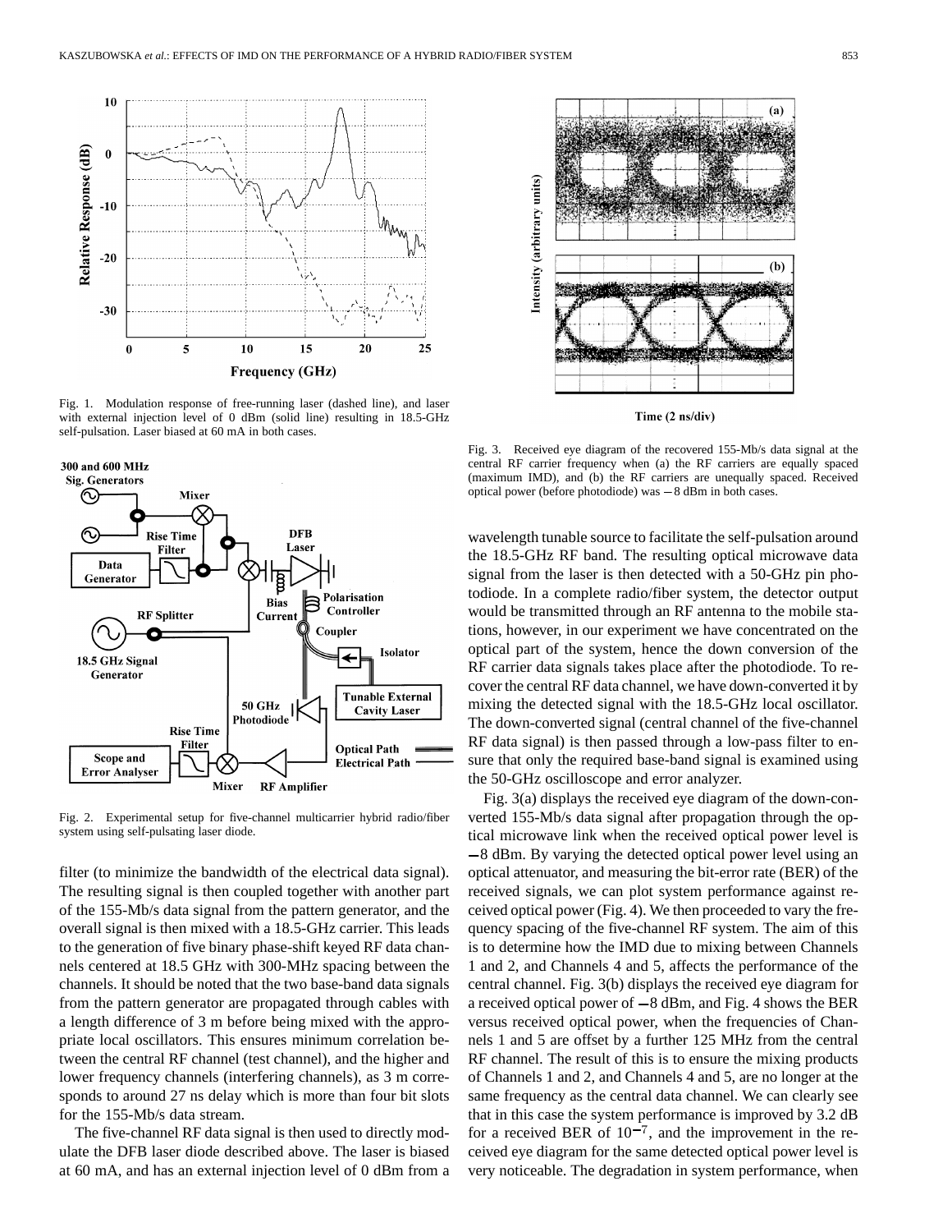Fig. 1. Modulation response of free-running laser (dashed line), and laser with external injection level of 0 dBm (solid line) resulting in 18.5-GHz self-pulsation. Laser biased at 60 mA in both cases.

Fig. 2. Experimental setup for five-channel multicarrier hybrid radio/fiber system using self-pulsating laser diode.

filter (to minimize the bandwidth of the electrical data signal). The resulting signal is then coupled together with another part of the 155-Mb/s data signal from the pattern generator, and the overall signal is then mixed with a 18.5-GHz carrier. This leads to the generation of five binary phase-shift keyed RF data channels centered at 18.5 GHz with 300-MHz spacing between the channels. It should be noted that the two base-band data signals from the pattern generator are propagated through cables with a length difference of 3 m before being mixed with the appropriate local oscillators. This ensures minimum correlation between the central RF channel (test channel), and the higher and lower frequency channels (interfering channels), as 3 m corresponds to around 27 ns delay which is more than four bit slots for the 155-Mb/s data stream.

The five-channel RF data signal is then used to directly modulate the DFB laser diode described above. The laser is biased at 60 mA, and has an external injection level of 0 dBm from a wavelength tunable source to facilitate the self-pulsation around the 18.5-GHz RF band. The resulting optical microwave data signal from the laser is then detected with a 50-GHz pin photodiode. In a complete radio/fiber system, the detector output would be transmitted through an RF antenna to the mobile stations, however, in our experiment we have concentrated on the optical part of the system, hence the down conversion of the RF carrier data signals takes place after the photodiode. To recover the central RF data channel, we have down-converted it by mixing the detected signal with the 18.5-GHz local oscillator. The down-converted signal (central channel of the five-channel RF data signal) is then passed through a low-pass filter to ensure that only the required base-band signal is examined using the 50-GHz oscilloscope and error analyzer.

Fig. 3. Received eye diagram of the recovered 155-Mb/s data signal at the central RF carrier frequency when (a) the RF carriers are equally spaced (maximum IMD), and (b) the RF carriers are unequally spaced. Received optical power (before photodiode) was −8 dBm in both cases.

Fig. 3(a) displays the received eye diagram of the down-converted 155-Mb/s data signal after propagation through the optical microwave link when the received optical power level is −8 dBm. By varying the detected optical power level using an optical attenuator, and measuring the bit-error rate (BER) of the received signals, we can plot system performance against received optical power (Fig. 4). We then proceeded to vary the frequency spacing of the five-channel RF system. The aim of this is to determine how the IMD due to mixing between Channels 1 and 2, and Channels 4 and 5, affects the performance of the central channel. Fig. 3(b) displays the received eye diagram for a received optical power of −8 dBm, and Fig. 4 shows the BER versus received optical power, when the frequencies of Channels 1 and 5 are offset by a further 125 MHz from the central RF channel. The result of this is to ensure the mixing products of Channels 1 and 2, and Channels 4 and 5, are no longer at the same frequency as the central data channel. We can clearly see that in this case the system performance is improved by 3.2 dB for a received BER of $10^{-7}$, and the improvement in the received eye diagram for the same detected optical power level is very noticeable. The degradation in system performance, when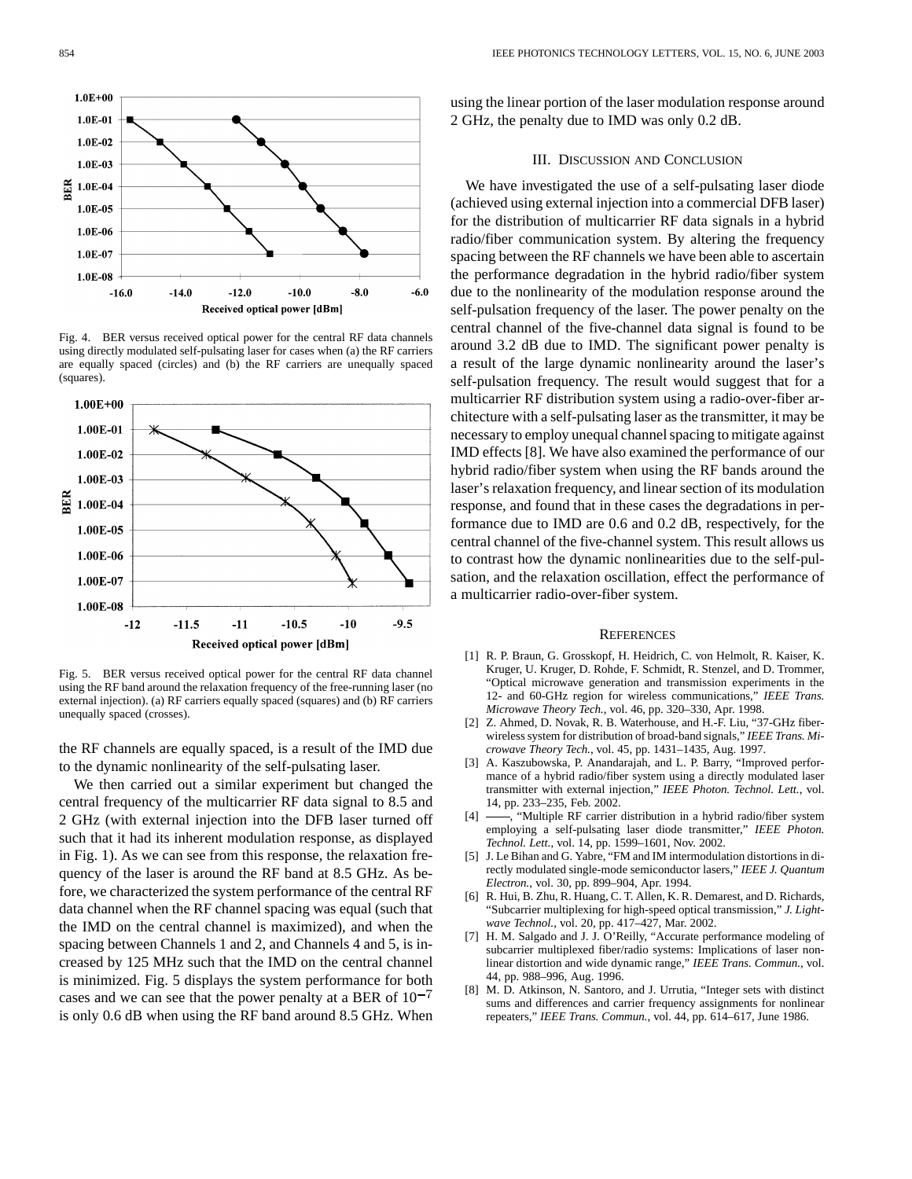1.0E+00
1.0E-01
1.0E-02
1.0E-03
1.0E-04
1.0E-05
1.0E-06
1.0E-07
1.0E-08

BER

-16.0 -14.0 -12.0 -10.0 -8.0 -6.0

Received optical power [dBm]

Fig. 4. BER versus received optical power for the central RF data channels using directly modulated self-pulsating laser for cases when (a) the RF carriers are equally spaced (circles) and (b) the RF carriers are unequally spaced (squares).

1.00E+00
1.00E-01
1.00E-02
1.00E-03
1.00E-04
1.00E-05
1.00E-06
1.00E-07
1.00E-08

BER

-12 -11.5 -11 -10.5 -10 -9.5

Received optical power [dBm]

Fig. 5. BER versus received optical power for the central RF data channel using the RF band around the relaxation frequency of the free-running laser (no external injection). (a) RF carriers equally spaced (squares) and (b) RF carriers unequally spaced (crosses).

the RF channels are equally spaced, is a result of the IMD due to the dynamic nonlinearity of the self-pulsating laser.

We then carried out a similar experiment but changed the central frequency of the multicarrier RF data signal to 8.5 and 2 GHz (with external injection into the DFB laser turned off such that it had its inherent modulation response, as displayed in Fig. 1). As we can see from this response, the relaxation frequency of the laser is around the RF band at 8.5 GHz. As before, we characterized the system performance of the central RF data channel when the RF channel spacing was equal (such that the IMD on the central channel is maximized), and when the spacing between Channels 1 and 2, and Channels 4 and 5, is increased by 125 MHz such that the IMD on the central channel is minimized. Fig. 5 displays the system performance for both cases and we can see that the power penalty at a BER of $10^{-7}$ is only 0.6 dB when using the RF band around 8.5 GHz. When using the linear portion of the laser modulation response around 2 GHz, the penalty due to IMD was only 0.2 dB.

## III. Discussion and Conclusion

We have investigated the use of a self-pulsating laser diode (achieved using external injection into a commercial DFB laser) for the distribution of multicarrier RF data signals in a hybrid radio/fiber communication system. By altering the frequency spacing between the RF channels we have been able to ascertain the performance degradation in the hybrid radio/fiber system due to the nonlinearity of the modulation response around the self-pulsation frequency of the laser. The power penalty on the central channel of the five-channel data signal is found to be around 3.2 dB due to IMD. The significant power penalty is a result of the large dynamic nonlinearity around the laser's self-pulsation frequency. The result would suggest that for a multicarrier RF distribution system using a radio-over-fiber architecture with a self-pulsating laser as the transmitter, it may be necessary to employ unequal channel spacing to mitigate against IMD effects [8]. We have also examined the performance of our hybrid radio/fiber system when using the RF bands around the laser's relaxation frequency, and linear section of its modulation response, and found that in these cases the degradations in performance due to IMD are 0.6 and 0.2 dB, respectively, for the central channel of the five-channel system. This result allows us to contrast how the dynamic nonlinearities due to the self-pulsation, and the relaxation oscillation, effect the performance of a multicarrier radio-over-fiber system.

## References

[1] R. P. Braun, G. Grosskopf, H. Heidrich, C. von Helmolt, R. Kaiser, K. Kruger, U. Kruger, D. Rohde, F. Schmidt, R. Stenzel, and D. Trommer, "Optical microwave generation and transmission experiments in the 12- and 60-GHz region for wireless communications," *IEEE Trans. Microwave Theory Tech.*, vol. 46, pp. 320–330, Apr. 1998.

[2] Z. Ahmed, D. Novak, R. B. Waterhouse, and H.-F. Liu, "37-GHz fiber-wireless system for distribution of broad-band signals," *IEEE Trans. Microwave Theory Tech.*, vol. 45, pp. 1431–1435, Aug. 1997.

[3] A. Kaszubowska, P. Anandarajah, and L. P. Barry, "Improved performance of a hybrid radio/fiber system using a directly modulated laser transmitter with external injection," *IEEE Photon. Technol. Lett.*, vol. 14, pp. 233–235, Feb. 2002.

[4] ——, "Multiple RF carrier distribution in a hybrid radio/fiber system employing a self-pulsating laser diode transmitter," *IEEE Photon. Technol. Lett.*, vol. 14, pp. 1599–1601, Nov. 2002.

[5] J. Le Bihan and G. Yabre, "FM and IM intermodulation distortions in directly modulated single-mode semiconductor lasers," *IEEE J. Quantum Electron.*, vol. 30, pp. 899–904, Apr. 1994.

[6] R. Hui, B. Zhu, R. Huang, C. T. Allen, K. R. Demarest, and D. Richards, "Subcarrier multiplexing for high-speed optical transmission," *J. Lightwave Technol.*, vol. 20, pp. 417–427, Mar. 2002.

[7] H. M. Salgado and J. J. O'Reilly, "Accurate performance modeling of subcarrier multiplexed fiber/radio systems: Implications of laser nonlinear distortion and wide dynamic range," *IEEE Trans. Commun.*, vol. 44, pp. 988–996, Aug. 1996.

[8] M. D. Atkinson, N. Santoro, and J. Urrutia, "Integer sets with distinct sums and differences and carrier frequency assignments for nonlinear repeaters," *IEEE Trans. Commun.*, vol. 44, pp. 614–617, June 1986.